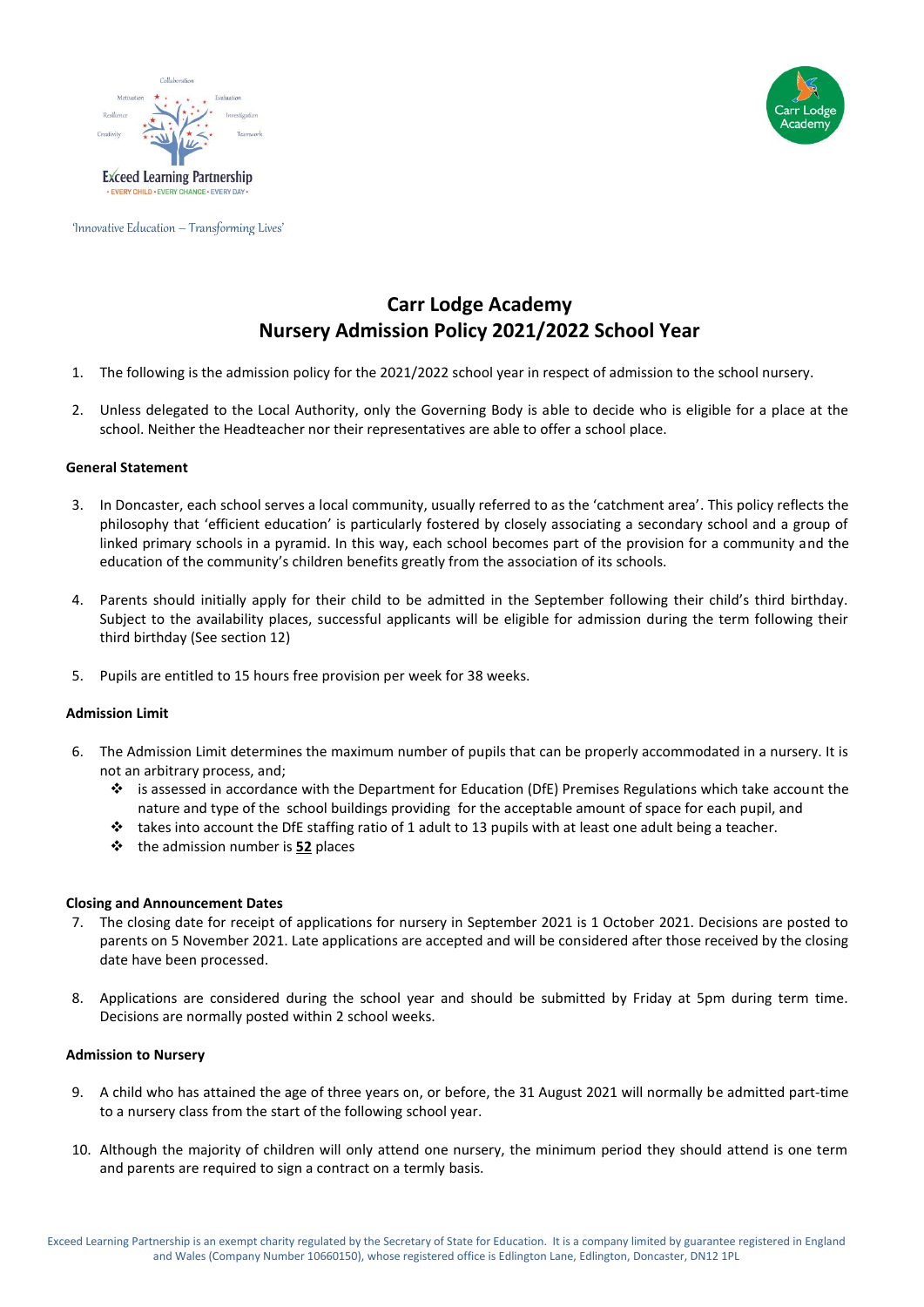Exceed Learning Partnership
• EVERY CHILD • EVERY CHANCE • EVERY DAY •

'Innovative Education – Transforming Lives'

# Carr Lodge Academy
# Nursery Admission Policy 2021/2022 School Year

1. The following is the admission policy for the 2021/2022 school year in respect of admission to the school nursery.

2. Unless delegated to the Local Authority, only the Governing Body is able to decide who is eligible for a place at the school. Neither the Headteacher nor their representatives are able to offer a school place.

**General Statement**

3. In Doncaster, each school serves a local community, usually referred to as the 'catchment area'. This policy reflects the philosophy that 'efficient education' is particularly fostered by closely associating a secondary school and a group of linked primary schools in a pyramid. In this way, each school becomes part of the provision for a community and the education of the community's children benefits greatly from the association of its schools.

4. Parents should initially apply for their child to be admitted in the September following their child's third birthday. Subject to the availability places, successful applicants will be eligible for admission during the term following their third birthday (See section 12)

5. Pupils are entitled to 15 hours free provision per week for 38 weeks.

**Admission Limit**

6. The Admission Limit determines the maximum number of pupils that can be properly accommodated in a nursery. It is not an arbitrary process, and;
   - is assessed in accordance with the Department for Education (DfE) Premises Regulations which take account the nature and type of the school buildings providing for the acceptable amount of space for each pupil, and
   - takes into account the DfE staffing ratio of 1 adult to 13 pupils with at least one adult being a teacher.
   - the admission number is **52** places

**Closing and Announcement Dates**

7. The closing date for receipt of applications for nursery in September 2021 is 1 October 2021. Decisions are posted to parents on 5 November 2021. Late applications are accepted and will be considered after those received by the closing date have been processed.

8. Applications are considered during the school year and should be submitted by Friday at 5pm during term time. Decisions are normally posted within 2 school weeks.

**Admission to Nursery**

9. A child who has attained the age of three years on, or before, the 31 August 2021 will normally be admitted part-time to a nursery class from the start of the following school year.

10. Although the majority of children will only attend one nursery, the minimum period they should attend is one term and parents are required to sign a contract on a termly basis.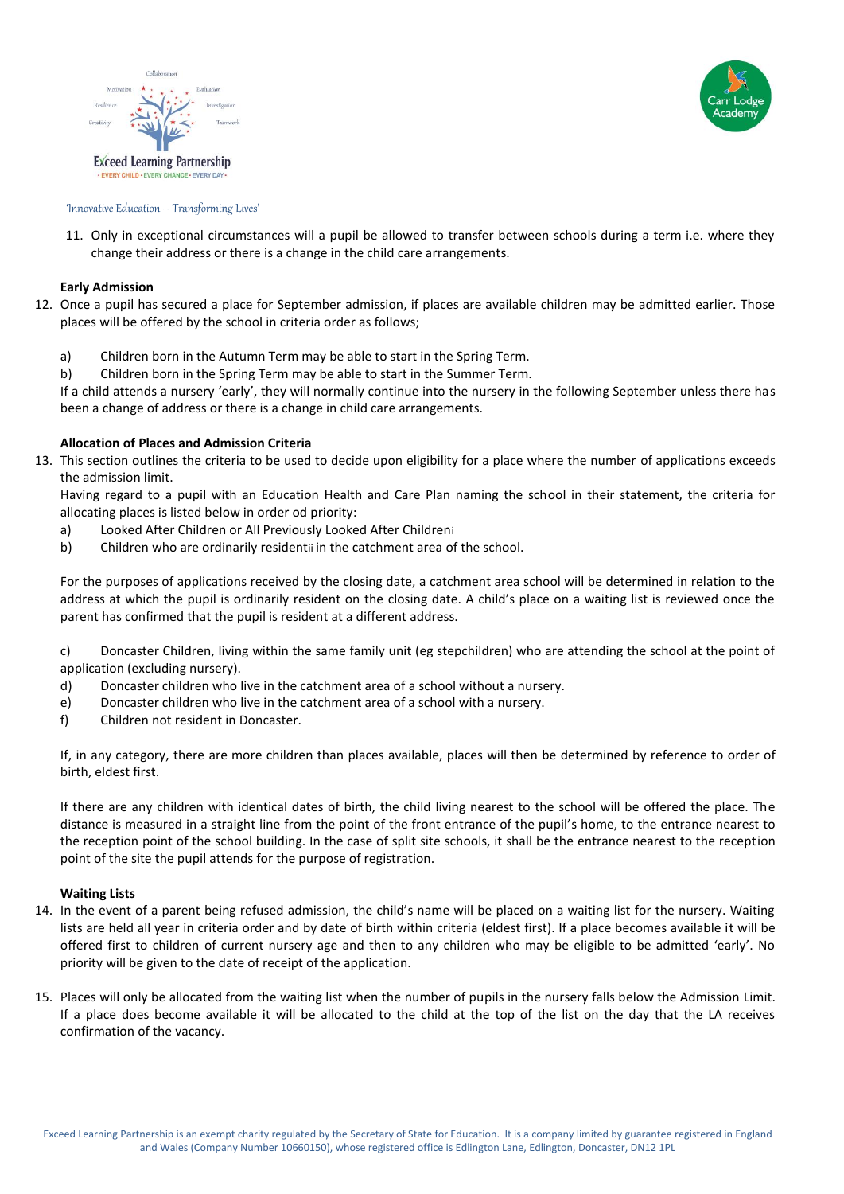'Innovative Education – Transforming Lives'

11. Only in exceptional circumstances will a pupil be allowed to transfer between schools during a term i.e. where they change their address or there is a change in the child care arrangements.

**Early Admission**

12. Once a pupil has secured a place for September admission, if places are available children may be admitted earlier. Those places will be offered by the school in criteria order as follows;

    a) Children born in the Autumn Term may be able to start in the Spring Term.
    b) Children born in the Spring Term may be able to start in the Summer Term.

    If a child attends a nursery 'early', they will normally continue into the nursery in the following September unless there has been a change of address or there is a change in child care arrangements.

**Allocation of Places and Admission Criteria**

13. This section outlines the criteria to be used to decide upon eligibility for a place where the number of applications exceeds the admission limit.

    Having regard to a pupil with an Education Health and Care Plan naming the school in their statement, the criteria for allocating places is listed below in order od priority:

    a) Looked After Children or All Previously Looked After Children[i]
    b) Children who are ordinarily resident[ii] in the catchment area of the school.

    For the purposes of applications received by the closing date, a catchment area school will be determined in relation to the address at which the pupil is ordinarily resident on the closing date. A child's place on a waiting list is reviewed once the parent has confirmed that the pupil is resident at a different address.

    c) Doncaster Children, living within the same family unit (eg stepchildren) who are attending the school at the point of application (excluding nursery).
    d) Doncaster children who live in the catchment area of a school without a nursery.
    e) Doncaster children who live in the catchment area of a school with a nursery.
    f) Children not resident in Doncaster.

    If, in any category, there are more children than places available, places will then be determined by reference to order of birth, eldest first.

    If there are any children with identical dates of birth, the child living nearest to the school will be offered the place. The distance is measured in a straight line from the point of the front entrance of the pupil's home, to the entrance nearest to the reception point of the school building. In the case of split site schools, it shall be the entrance nearest to the reception point of the site the pupil attends for the purpose of registration.

**Waiting Lists**

14. In the event of a parent being refused admission, the child's name will be placed on a waiting list for the nursery. Waiting lists are held all year in criteria order and by date of birth within criteria (eldest first). If a place becomes available it will be offered first to children of current nursery age and then to any children who may be eligible to be admitted 'early'. No priority will be given to the date of receipt of the application.

15. Places will only be allocated from the waiting list when the number of pupils in the nursery falls below the Admission Limit. If a place does become available it will be allocated to the child at the top of the list on the day that the LA receives confirmation of the vacancy.

Exceed Learning Partnership is an exempt charity regulated by the Secretary of State for Education. It is a company limited by guarantee registered in England and Wales (Company Number 10660150), whose registered office is Edlington Lane, Edlington, Doncaster, DN12 1PL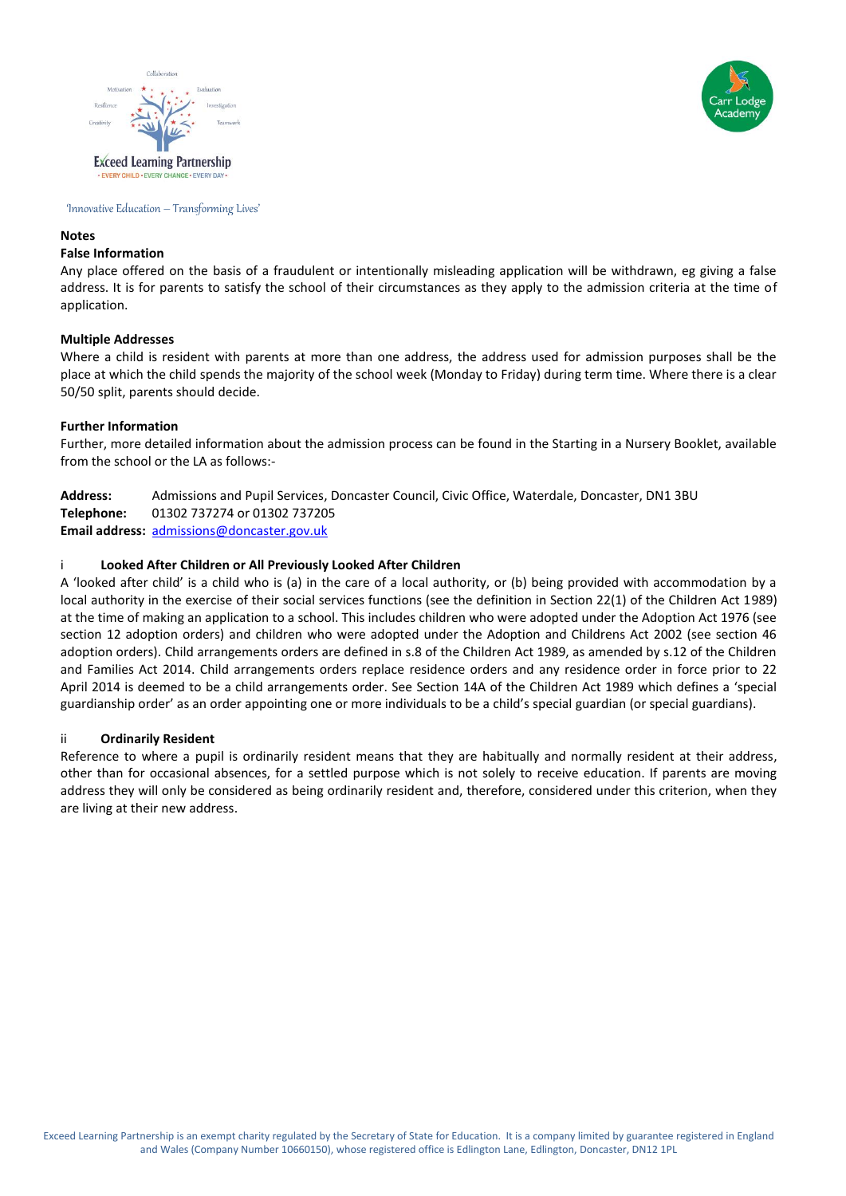'Innovative Education – Transforming Lives'

**Notes**

**False Information**

Any place offered on the basis of a fraudulent or intentionally misleading application will be withdrawn, eg giving a false address. It is for parents to satisfy the school of their circumstances as they apply to the admission criteria at the time of application.

**Multiple Addresses**

Where a child is resident with parents at more than one address, the address used for admission purposes shall be the place at which the child spends the majority of the school week (Monday to Friday) during term time. Where there is a clear 50/50 split, parents should decide.

**Further Information**

Further, more detailed information about the admission process can be found in the Starting in a Nursery Booklet, available from the school or the LA as follows:-

**Address:** Admissions and Pupil Services, Doncaster Council, Civic Office, Waterdale, Doncaster, DN1 3BU
**Telephone:** 01302 737274 or 01302 737205
**Email address:** admissions@doncaster.gov.uk

i **Looked After Children or All Previously Looked After Children**

A 'looked after child' is a child who is (a) in the care of a local authority, or (b) being provided with accommodation by a local authority in the exercise of their social services functions (see the definition in Section 22(1) of the Children Act 1989) at the time of making an application to a school. This includes children who were adopted under the Adoption Act 1976 (see section 12 adoption orders) and children who were adopted under the Adoption and Childrens Act 2002 (see section 46 adoption orders). Child arrangements orders are defined in s.8 of the Children Act 1989, as amended by s.12 of the Children and Families Act 2014. Child arrangements orders replace residence orders and any residence order in force prior to 22 April 2014 is deemed to be a child arrangements order. See Section 14A of the Children Act 1989 which defines a 'special guardianship order' as an order appointing one or more individuals to be a child's special guardian (or special guardians).

ii **Ordinarily Resident**

Reference to where a pupil is ordinarily resident means that they are habitually and normally resident at their address, other than for occasional absences, for a settled purpose which is not solely to receive education. If parents are moving address they will only be considered as being ordinarily resident and, therefore, considered under this criterion, when they are living at their new address.

Exceed Learning Partnership is an exempt charity regulated by the Secretary of State for Education. It is a company limited by guarantee registered in England and Wales (Company Number 10660150), whose registered office is Edlington Lane, Edlington, Doncaster, DN12 1PL